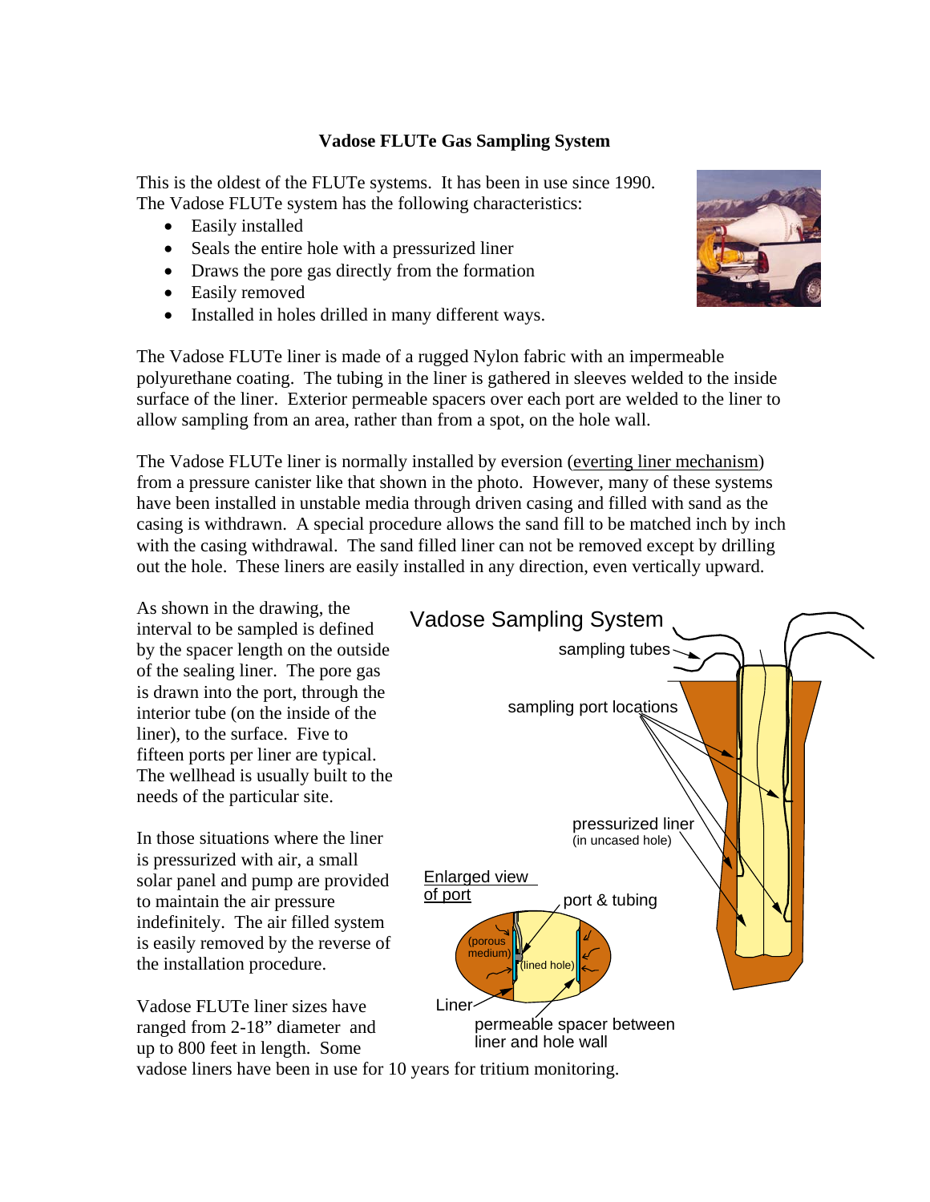**Vadose FLUTe Gas Sampling System**

This is the oldest of the FLUTe systems. It has been in use since 1990. The Vadose FLUTe system has the following characteristics:

- Easily installed
- Seals the entire hole with a pressurized liner
- Draws the pore gas directly from the formation
- Easily removed
- Installed in holes drilled in many different ways.

The Vadose FLUTe liner is made of a rugged Nylon fabric with an impermeable polyurethane coating. The tubing in the liner is gathered in sleeves welded to the inside surface of the liner. Exterior permeable spacers over each port are welded to the liner to allow sampling from an area, rather than from a spot, on the hole wall.

The Vadose FLUTe liner is normally installed by eversion (everting liner mechanism) from a pressure canister like that shown in the photo. However, many of these systems have been installed in unstable media through driven casing and filled with sand as the casing is withdrawn. A special procedure allows the sand fill to be matched inch by inch with the casing withdrawal. The sand filled liner can not be removed except by drilling out the hole. These liners are easily installed in any direction, even vertically upward.

As shown in the drawing, the interval to be sampled is defined by the spacer length on the outside of the sealing liner. The pore gas is drawn into the port, through the interior tube (on the inside of the liner), to the surface. Five to fifteen ports per liner are typical. The wellhead is usually built to the needs of the particular site.

In those situations where the liner is pressurized with air, a small solar panel and pump are provided to maintain the air pressure indefinitely. The air filled system is easily removed by the reverse of the installation procedure.

Vadose FLUTe liner sizes have ranged from 2-18" diameter and up to 800 feet in length. Some vadose liners have been in use for 10 years for tritium monitoring.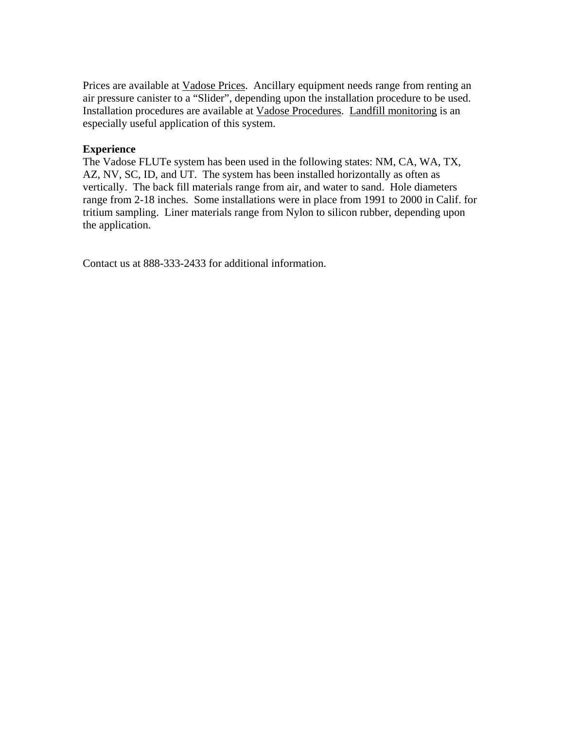Prices are available at Vadose Prices. Ancillary equipment needs range from renting an air pressure canister to a "Slider", depending upon the installation procedure to be used. Installation procedures are available at Vadose Procedures. Landfill monitoring is an especially useful application of this system.

**Experience**

The Vadose FLUTe system has been used in the following states: NM, CA, WA, TX, AZ, NV, SC, ID, and UT. The system has been installed horizontally as often as vertically. The back fill materials range from air, and water to sand. Hole diameters range from 2-18 inches. Some installations were in place from 1991 to 2000 in Calif. for tritium sampling. Liner materials range from Nylon to silicon rubber, depending upon the application.

Contact us at 888-333-2433 for additional information.